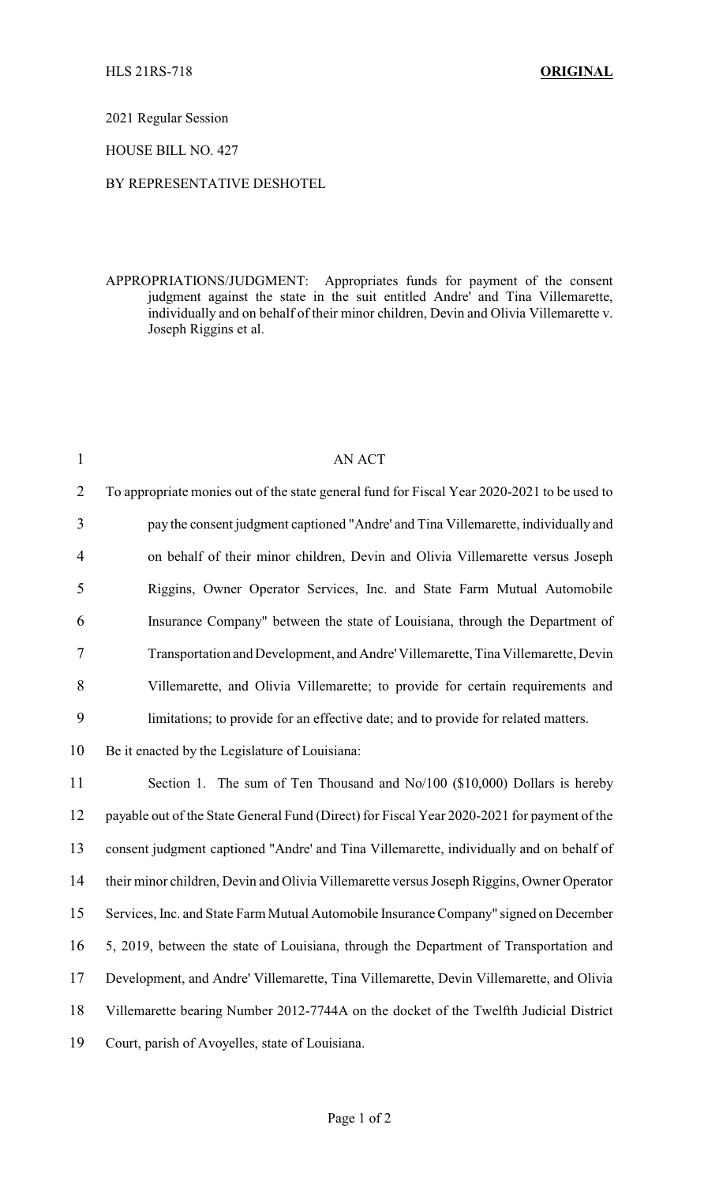HLS 21RS-718 **ORIGINAL**

2021 Regular Session

HOUSE BILL NO. 427

BY REPRESENTATIVE DESHOTEL

APPROPRIATIONS/JUDGMENT: Appropriates funds for payment of the consent judgment against the state in the suit entitled Andre' and Tina Villemarette, individually and on behalf of their minor children, Devin and Olivia Villemarette v. Joseph Riggins et al.

AN ACT

To appropriate monies out of the state general fund for Fiscal Year 2020-2021 to be used to pay the consent judgment captioned "Andre' and Tina Villemarette, individually and on behalf of their minor children, Devin and Olivia Villemarette versus Joseph Riggins, Owner Operator Services, Inc. and State Farm Mutual Automobile Insurance Company" between the state of Louisiana, through the Department of Transportation and Development, and Andre' Villemarette, Tina Villemarette, Devin Villemarette, and Olivia Villemarette; to provide for certain requirements and limitations; to provide for an effective date; and to provide for related matters.

Be it enacted by the Legislature of Louisiana:

Section 1. The sum of Ten Thousand and No/100 ($10,000) Dollars is hereby payable out of the State General Fund (Direct) for Fiscal Year 2020-2021 for payment of the consent judgment captioned "Andre' and Tina Villemarette, individually and on behalf of their minor children, Devin and Olivia Villemarette versus Joseph Riggins, Owner Operator Services, Inc. and State Farm Mutual Automobile Insurance Company" signed on December 5, 2019, between the state of Louisiana, through the Department of Transportation and Development, and Andre' Villemarette, Tina Villemarette, Devin Villemarette, and Olivia Villemarette bearing Number 2012-7744A on the docket of the Twelfth Judicial District Court, parish of Avoyelles, state of Louisiana.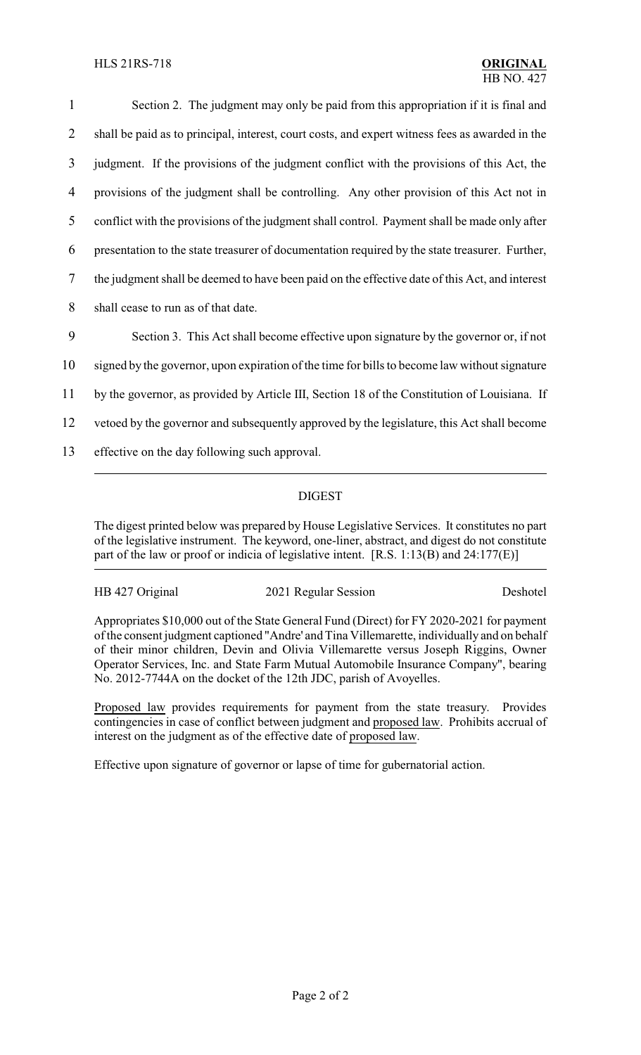Section 2. The judgment may only be paid from this appropriation if it is final and shall be paid as to principal, interest, court costs, and expert witness fees as awarded in the judgment. If the provisions of the judgment conflict with the provisions of this Act, the provisions of the judgment shall be controlling. Any other provision of this Act not in conflict with the provisions of the judgment shall control. Payment shall be made only after presentation to the state treasurer of documentation required by the state treasurer. Further, the judgment shall be deemed to have been paid on the effective date of this Act, and interest shall cease to run as of that date.

Section 3. This Act shall become effective upon signature by the governor or, if not signed by the governor, upon expiration of the time for bills to become law without signature by the governor, as provided by Article III, Section 18 of the Constitution of Louisiana. If vetoed by the governor and subsequently approved by the legislature, this Act shall become effective on the day following such approval.

---

## DIGEST

The digest printed below was prepared by House Legislative Services. It constitutes no part of the legislative instrument. The keyword, one-liner, abstract, and digest do not constitute part of the law or proof or indicia of legislative intent. [R.S. 1:13(B) and 24:177(E)]

---

HB 427 Original 2021 Regular Session Deshotel

Appropriates $10,000 out of the State General Fund (Direct) for FY 2020-2021 for payment of the consent judgment captioned "Andre' and Tina Villemarette, individually and on behalf of their minor children, Devin and Olivia Villemarette versus Joseph Riggins, Owner Operator Services, Inc. and State Farm Mutual Automobile Insurance Company", bearing No. 2012-7744A on the docket of the 12th JDC, parish of Avoyelles.

Proposed law provides requirements for payment from the state treasury. Provides contingencies in case of conflict between judgment and proposed law. Prohibits accrual of interest on the judgment as of the effective date of proposed law.

Effective upon signature of governor or lapse of time for gubernatorial action.